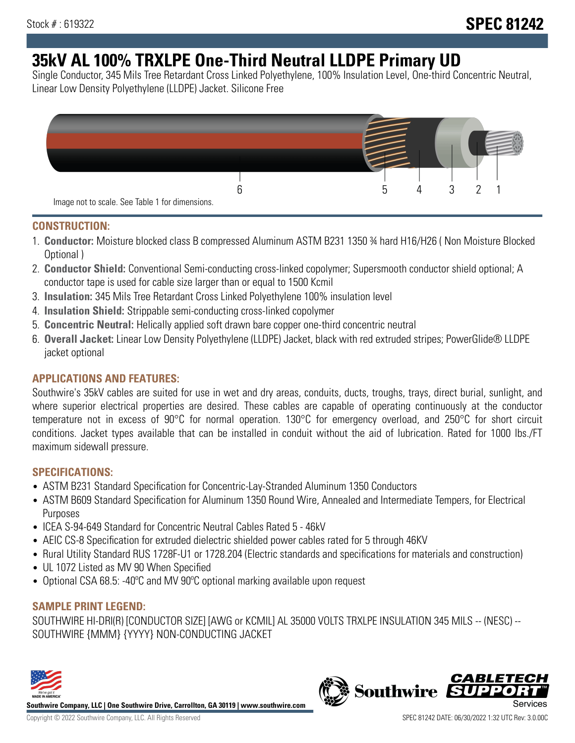Stock # : 619322

# SPEC 81242

# 35kV AL 100% TRXLPE One-Third Neutral LLDPE Primary UD

Single Conductor, 345 Mils Tree Retardant Cross Linked Polyethylene, 100% Insulation Level, One-third Concentric Neutral, Linear Low Density Polyethylene (LLDPE) Jacket. Silicone Free

6 5 4 3 2 1

Image not to scale. See Table 1 for dimensions.

## CONSTRUCTION:

1. **Conductor:** Moisture blocked class B compressed Aluminum ASTM B231 1350 ¾ hard H16/H26 ( Non Moisture Blocked Optional )
2. **Conductor Shield:** Conventional Semi-conducting cross-linked copolymer; Supersmooth conductor shield optional; A conductor tape is used for cable size larger than or equal to 1500 Kcmil
3. **Insulation:** 345 Mils Tree Retardant Cross Linked Polyethylene 100% insulation level
4. **Insulation Shield:** Strippable semi-conducting cross-linked copolymer
5. **Concentric Neutral:** Helically applied soft drawn bare copper one-third concentric neutral
6. **Overall Jacket:** Linear Low Density Polyethylene (LLDPE) Jacket, black with red extruded stripes; PowerGlide® LLDPE jacket optional

## APPLICATIONS AND FEATURES:

Southwire's 35kV cables are suited for use in wet and dry areas, conduits, ducts, troughs, trays, direct burial, sunlight, and where superior electrical properties are desired. These cables are capable of operating continuously at the conductor temperature not in excess of 90°C for normal operation. 130°C for emergency overload, and 250°C for short circuit conditions. Jacket types available that can be installed in conduit without the aid of lubrication. Rated for 1000 lbs./FT maximum sidewall pressure.

## SPECIFICATIONS:

- ASTM B231 Standard Specification for Concentric-Lay-Stranded Aluminum 1350 Conductors
- ASTM B609 Standard Specification for Aluminum 1350 Round Wire, Annealed and Intermediate Tempers, for Electrical Purposes
- ICEA S-94-649 Standard for Concentric Neutral Cables Rated 5 - 46kV
- AEIC CS-8 Specification for extruded dielectric shielded power cables rated for 5 through 46KV
- Rural Utility Standard RUS 1728F-U1 or 1728.204 (Electric standards and specifications for materials and construction)
- UL 1072 Listed as MV 90 When Specified
- Optional CSA 68.5: -40ºC and MV 90ºC optional marking available upon request

## SAMPLE PRINT LEGEND:

SOUTHWIRE HI-DRI(R) [CONDUCTOR SIZE] [AWG or KCMIL] AL 35000 VOLTS TRXLPE INSULATION 345 MILS -- (NESC) -- SOUTHWIRE {MMM} {YYYY} NON-CONDUCTING JACKET

**Southwire Company, LLC | One Southwire Drive, Carrollton, GA 30119 | www.southwire.com**

Copyright © 2022 Southwire Company, LLC. All Rights Reserved

SPEC 81242 DATE: 06/30/2022 1:32 UTC Rev: 3.0.00C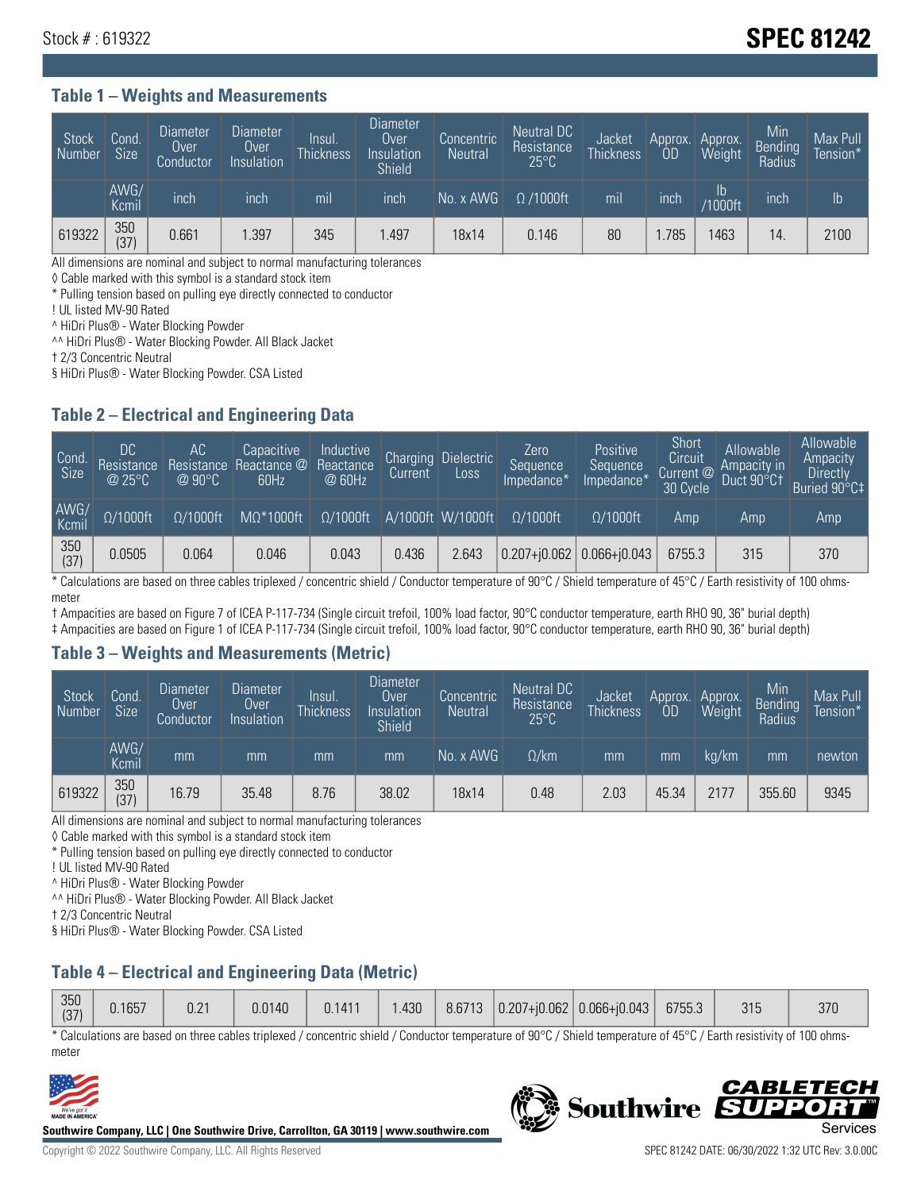Stock # : 619322

# SPEC 81242

## Table 1 – Weights and Measurements

| Stock Number | Cond. Size | Diameter Over Conductor | Diameter Over Insulation | Insul. Thickness | Diameter Over Insulation Shield | Concentric Neutral | Neutral DC Resistance 25°C | Jacket Thickness | Approx. OD | Approx. Weight | Min Bending Radius | Max Pull Tension* |
|---|---|---|---|---|---|---|---|---|---|---|---|---|
| | AWG/ Kcmil | inch | inch | mil | inch | No. x AWG | Ω /1000ft | mil | inch | lb /1000ft | inch | lb |
| 619322 | 350 (37) | 0.661 | 1.397 | 345 | 1.497 | 18x14 | 0.146 | 80 | 1.785 | 1463 | 14. | 2100 |

All dimensions are nominal and subject to normal manufacturing tolerances
◊ Cable marked with this symbol is a standard stock item
* Pulling tension based on pulling eye directly connected to conductor
! UL listed MV-90 Rated
^ HiDri Plus® - Water Blocking Powder
^^ HiDri Plus® - Water Blocking Powder. All Black Jacket
† 2/3 Concentric Neutral
§ HiDri Plus® - Water Blocking Powder. CSA Listed

## Table 2 – Electrical and Engineering Data

| Cond. Size | DC Resistance @ 25°C | AC Resistance @ 90°C | Capacitive Reactance @ 60Hz | Inductive Reactance @ 60Hz | Charging Current | Dielectric Loss | Zero Sequence Impedance* | Positive Sequence Impedance* | Short Circuit Current @ 30 Cycle | Allowable Ampacity in Duct 90°C† | Allowable Ampacity Directly Buried 90°C‡ |
|---|---|---|---|---|---|---|---|---|---|---|---|
| AWG/ Kcmil | Ω/1000ft | Ω/1000ft | MΩ*1000ft | Ω/1000ft | A/1000ft | W/1000ft | Ω/1000ft | Ω/1000ft | Amp | Amp | Amp |
| 350 (37) | 0.0505 | 0.064 | 0.046 | 0.043 | 0.436 | 2.643 | 0.207+j0.062 | 0.066+j0.043 | 6755.3 | 315 | 370 |

* Calculations are based on three cables triplexed / concentric shield / Conductor temperature of 90°C / Shield temperature of 45°C / Earth resistivity of 100 ohms-meter
† Ampacities are based on Figure 7 of ICEA P-117-734 (Single circuit trefoil, 100% load factor, 90°C conductor temperature, earth RHO 90, 36" burial depth)
‡ Ampacities are based on Figure 1 of ICEA P-117-734 (Single circuit trefoil, 100% load factor, 90°C conductor temperature, earth RHO 90, 36" burial depth)

## Table 3 – Weights and Measurements (Metric)

| Stock Number | Cond. Size | Diameter Over Conductor | Diameter Over Insulation | Insul. Thickness | Diameter Over Insulation Shield | Concentric Neutral | Neutral DC Resistance 25°C | Jacket Thickness | Approx. OD | Approx. Weight | Min Bending Radius | Max Pull Tension* |
|---|---|---|---|---|---|---|---|---|---|---|---|---|
| | AWG/ Kcmil | mm | mm | mm | mm | No. x AWG | Ω/km | mm | mm | kg/km | mm | newton |
| 619322 | 350 (37) | 16.79 | 35.48 | 8.76 | 38.02 | 18x14 | 0.48 | 2.03 | 45.34 | 2177 | 355.60 | 9345 |

All dimensions are nominal and subject to normal manufacturing tolerances
◊ Cable marked with this symbol is a standard stock item
* Pulling tension based on pulling eye directly connected to conductor
! UL listed MV-90 Rated
^ HiDri Plus® - Water Blocking Powder
^^ HiDri Plus® - Water Blocking Powder. All Black Jacket
† 2/3 Concentric Neutral
§ HiDri Plus® - Water Blocking Powder. CSA Listed

## Table 4 – Electrical and Engineering Data (Metric)

| | | | | | | | | | | | |
|---|---|---|---|---|---|---|---|---|---|---|---|
| 350 (37) | 0.1657 | 0.21 | 0.0140 | 0.1411 | 1.430 | 8.6713 | 0.207+j0.062 | 0.066+j0.043 | 6755.3 | 315 | 370 |

* Calculations are based on three cables triplexed / concentric shield / Conductor temperature of 90°C / Shield temperature of 45°C / Earth resistivity of 100 ohms-meter

Southwire Company, LLC | One Southwire Drive, Carrollton, GA 30119 | www.southwire.com

Copyright © 2022 Southwire Company, LLC. All Rights Reserved

SPEC 81242 DATE: 06/30/2022 1:32 UTC Rev: 3.0.00C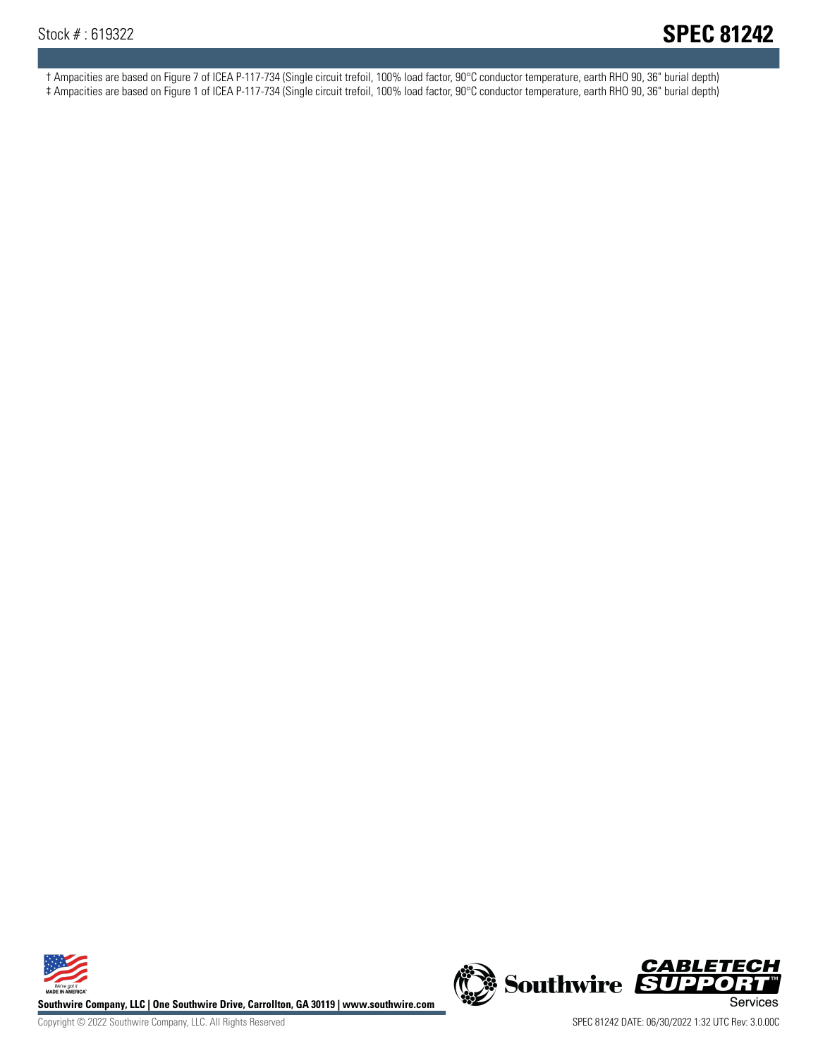† Ampacities are based on Figure 7 of ICEA P-117-734 (Single circuit trefoil, 100% load factor, 90°C conductor temperature, earth RHO 90, 36" burial depth)

‡ Ampacities are based on Figure 1 of ICEA P-117-734 (Single circuit trefoil, 100% load factor, 90°C conductor temperature, earth RHO 90, 36" burial depth)